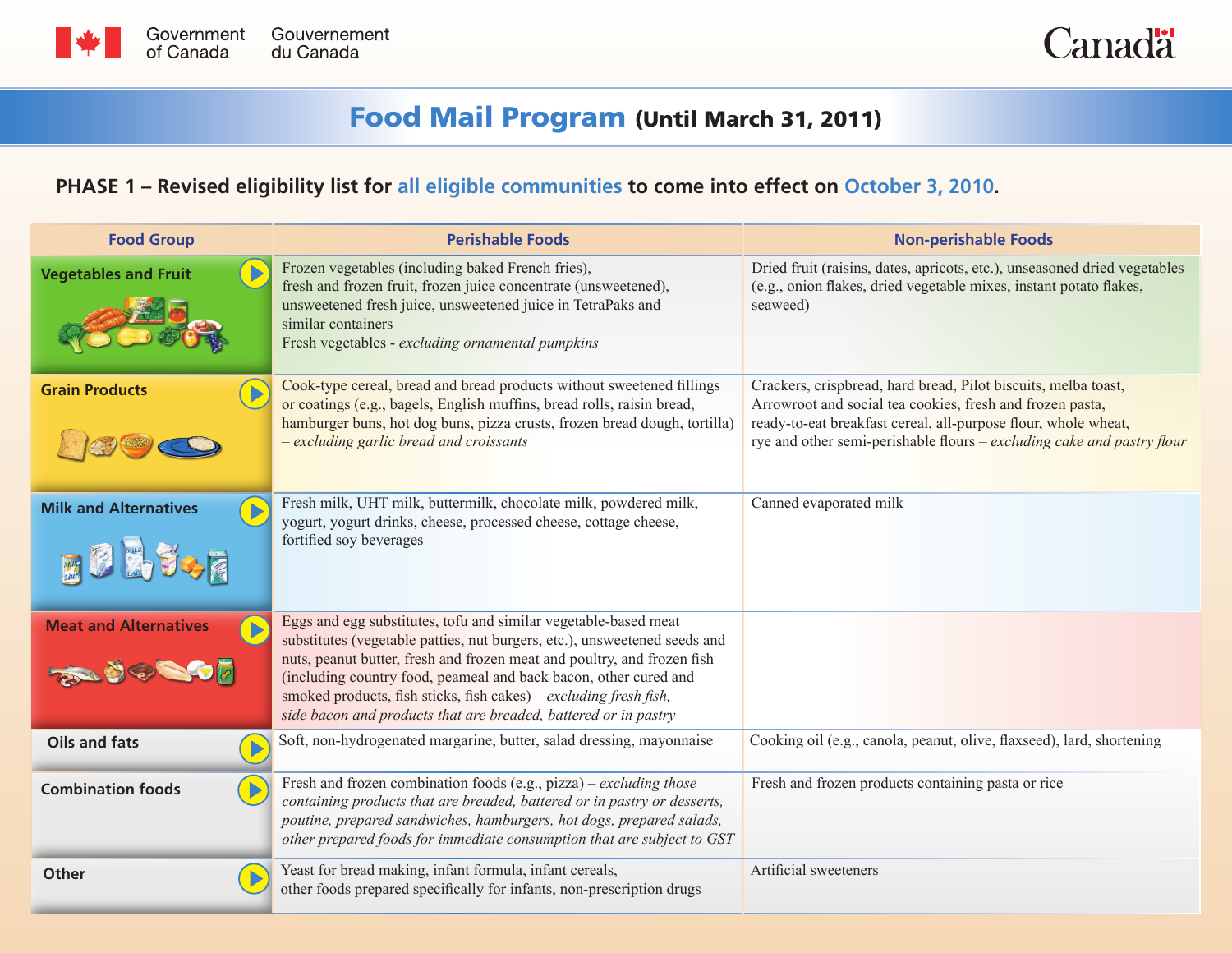Government of Canada / Gouvernement du Canada

# Food Mail Program (Until March 31, 2011)

## PHASE 1 – Revised eligibility list for all eligible communities to come into effect on October 3, 2010.

| Food Group | Perishable Foods | Non-perishable Foods |
|---|---|---|
| Vegetables and Fruit | Frozen vegetables (including baked French fries), fresh and frozen fruit, frozen juice concentrate (unsweetened), unsweetened fresh juice, unsweetened juice in TetraPaks and similar containers<br>Fresh vegetables - *excluding ornamental pumpkins* | Dried fruit (raisins, dates, apricots, etc.), unseasoned dried vegetables (e.g., onion flakes, dried vegetable mixes, instant potato flakes, seaweed) |
| Grain Products | Cook-type cereal, bread and bread products without sweetened fillings or coatings (e.g., bagels, English muffins, bread rolls, raisin bread, hamburger buns, hot dog buns, pizza crusts, frozen bread dough, tortilla) – *excluding garlic bread and croissants* | Crackers, crispbread, hard bread, Pilot biscuits, melba toast, Arrowroot and social tea cookies, fresh and frozen pasta, ready-to-eat breakfast cereal, all-purpose flour, whole wheat, rye and other semi-perishable flours – *excluding cake and pastry flour* |
| Milk and Alternatives | Fresh milk, UHT milk, buttermilk, chocolate milk, powdered milk, yogurt, yogurt drinks, cheese, processed cheese, cottage cheese, fortified soy beverages | Canned evaporated milk |
| Meat and Alternatives | Eggs and egg substitutes, tofu and similar vegetable-based meat substitutes (vegetable patties, nut burgers, etc.), unsweetened seeds and nuts, peanut butter, fresh and frozen meat and poultry, and frozen fish (including country food, peameal and back bacon, other cured and smoked products, fish sticks, fish cakes) – *excluding fresh fish, side bacon and products that are breaded, battered or in pastry* | |
| Oils and fats | Soft, non-hydrogenated margarine, butter, salad dressing, mayonnaise | Cooking oil (e.g., canola, peanut, olive, flaxseed), lard, shortening |
| Combination foods | Fresh and frozen combination foods (e.g., pizza) – *excluding those containing products that are breaded, battered or in pastry or desserts, poutine, prepared sandwiches, hamburgers, hot dogs, prepared salads, other prepared foods for immediate consumption that are subject to GST* | Fresh and frozen products containing pasta or rice |
| Other | Yeast for bread making, infant formula, infant cereals, other foods prepared specifically for infants, non-prescription drugs | Artificial sweeteners |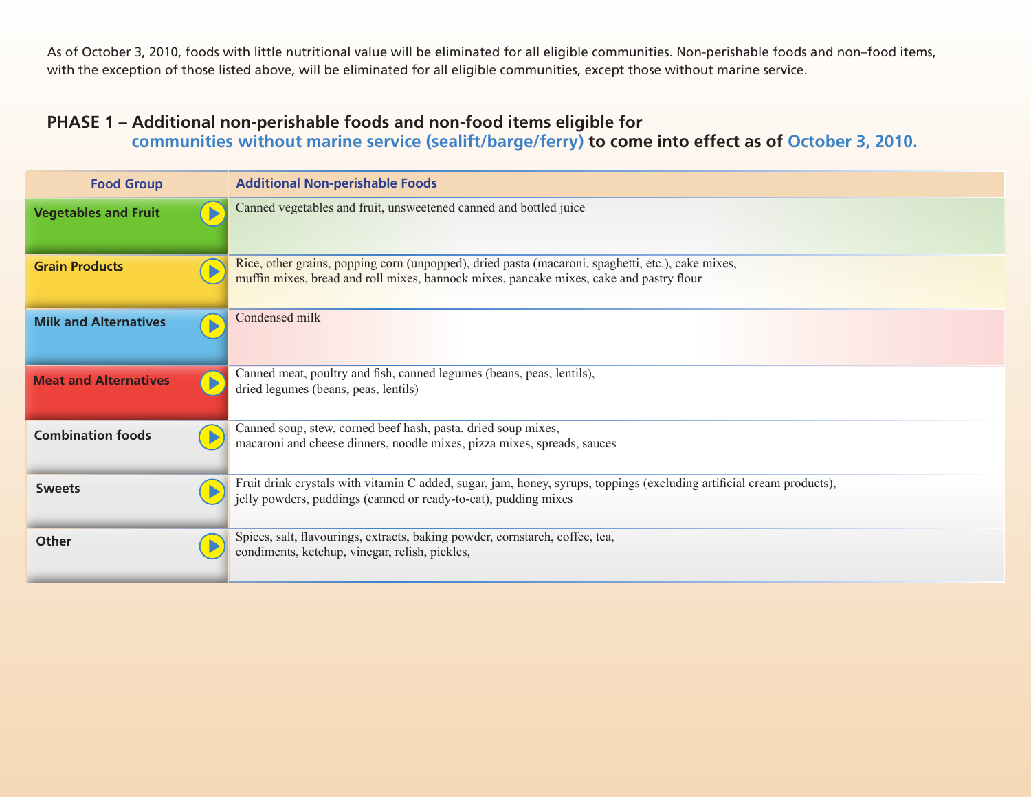As of October 3, 2010, foods with little nutritional value will be eliminated for all eligible communities. Non-perishable foods and non–food items, with the exception of those listed above, will be eliminated for all eligible communities, except those without marine service.

## PHASE 1 – Additional non-perishable foods and non-food items eligible for communities without marine service (sealift/barge/ferry) to come into effect as of October 3, 2010.

| Food Group | Additional Non-perishable Foods |
|---|---|
| Vegetables and Fruit | Canned vegetables and fruit, unsweetened canned and bottled juice |
| Grain Products | Rice, other grains, popping corn (unpopped), dried pasta (macaroni, spaghetti, etc.), cake mixes, muffin mixes, bread and roll mixes, bannock mixes, pancake mixes, cake and pastry flour |
| Milk and Alternatives | Condensed milk |
| Meat and Alternatives | Canned meat, poultry and fish, canned legumes (beans, peas, lentils), dried legumes (beans, peas, lentils) |
| Combination foods | Canned soup, stew, corned beef hash, pasta, dried soup mixes, macaroni and cheese dinners, noodle mixes, pizza mixes, spreads, sauces |
| Sweets | Fruit drink crystals with vitamin C added, sugar, jam, honey, syrups, toppings (excluding artificial cream products), jelly powders, puddings (canned or ready-to-eat), pudding mixes |
| Other | Spices, salt, flavourings, extracts, baking powder, cornstarch, coffee, tea, condiments, ketchup, vinegar, relish, pickles, |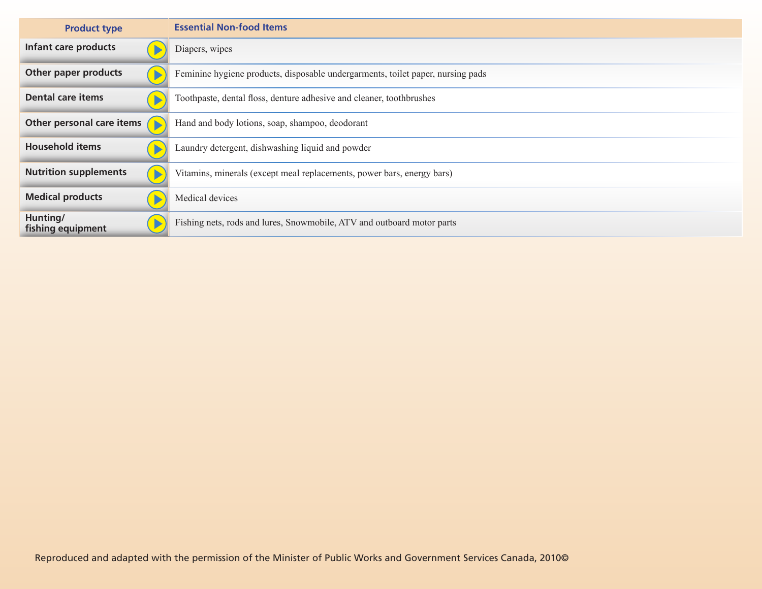| Product type | Essential Non-food Items |
|---|---|
| Infant care products | Diapers, wipes |
| Other paper products | Feminine hygiene products, disposable undergarments, toilet paper, nursing pads |
| Dental care items | Toothpaste, dental floss, denture adhesive and cleaner, toothbrushes |
| Other personal care items | Hand and body lotions, soap, shampoo, deodorant |
| Household items | Laundry detergent, dishwashing liquid and powder |
| Nutrition supplements | Vitamins, minerals (except meal replacements, power bars, energy bars) |
| Medical products | Medical devices |
| Hunting/ fishing equipment | Fishing nets, rods and lures, Snowmobile, ATV and outboard motor parts |

Reproduced and adapted with the permission of the Minister of Public Works and Government Services Canada, 2010©